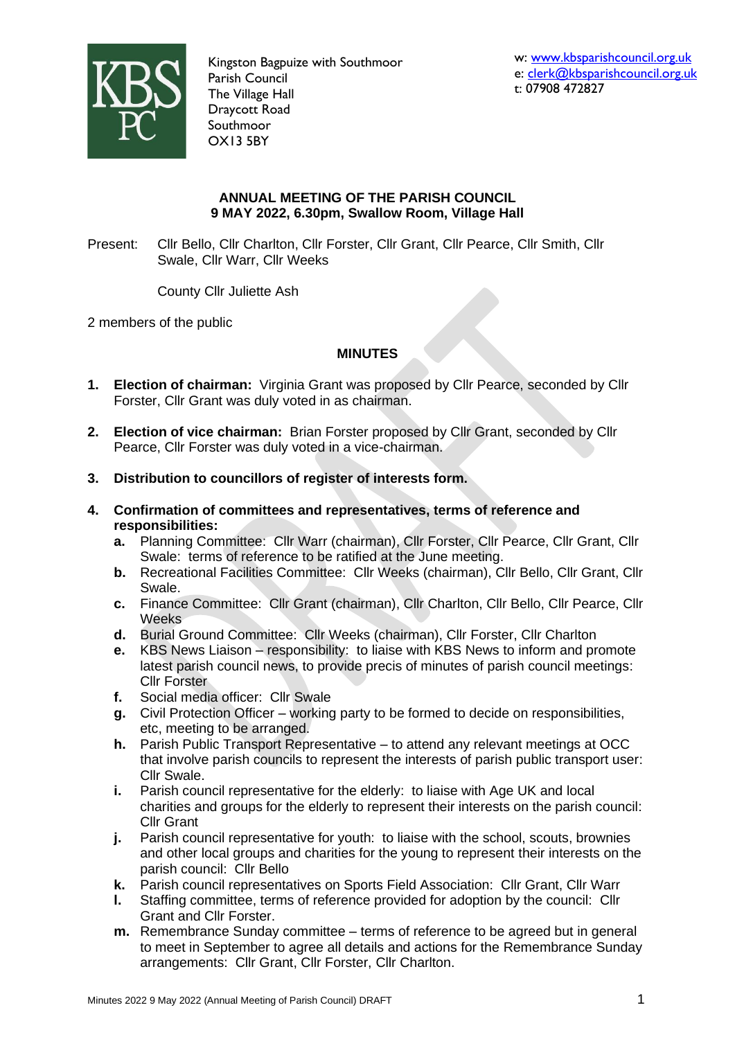KBS PC

Kingston Bagpuize with Southmoor
Parish Council
The Village Hall
Draycott Road
Southmoor
OX13 5BY

w: www.kbsparishcouncil.org.uk
e: clerk@kbsparishcouncil.org.uk
t: 07908 472827

**ANNUAL MEETING OF THE PARISH COUNCIL**
**9 MAY 2022, 6.30pm, Swallow Room, Village Hall**

Present: Cllr Bello, Cllr Charlton, Cllr Forster, Cllr Grant, Cllr Pearce, Cllr Smith, Cllr Swale, Cllr Warr, Cllr Weeks

County Cllr Juliette Ash

2 members of the public

## MINUTES

1. **Election of chairman:** Virginia Grant was proposed by Cllr Pearce, seconded by Cllr Forster, Cllr Grant was duly voted in as chairman.

2. **Election of vice chairman:** Brian Forster proposed by Cllr Grant, seconded by Cllr Pearce, Cllr Forster was duly voted in a vice-chairman.

3. **Distribution to councillors of register of interests form.**

4. **Confirmation of committees and representatives, terms of reference and responsibilities:**
   - **a.** Planning Committee: Cllr Warr (chairman), Cllr Forster, Cllr Pearce, Cllr Grant, Cllr Swale: terms of reference to be ratified at the June meeting.
   - **b.** Recreational Facilities Committee: Cllr Weeks (chairman), Cllr Bello, Cllr Grant, Cllr Swale.
   - **c.** Finance Committee: Cllr Grant (chairman), Cllr Charlton, Cllr Bello, Cllr Pearce, Cllr Weeks
   - **d.** Burial Ground Committee: Cllr Weeks (chairman), Cllr Forster, Cllr Charlton
   - **e.** KBS News Liaison – responsibility: to liaise with KBS News to inform and promote latest parish council news, to provide precis of minutes of parish council meetings: Cllr Forster
   - **f.** Social media officer: Cllr Swale
   - **g.** Civil Protection Officer – working party to be formed to decide on responsibilities, etc, meeting to be arranged.
   - **h.** Parish Public Transport Representative – to attend any relevant meetings at OCC that involve parish councils to represent the interests of parish public transport user: Cllr Swale.
   - **i.** Parish council representative for the elderly: to liaise with Age UK and local charities and groups for the elderly to represent their interests on the parish council: Cllr Grant
   - **j.** Parish council representative for youth: to liaise with the school, scouts, brownies and other local groups and charities for the young to represent their interests on the parish council: Cllr Bello
   - **k.** Parish council representatives on Sports Field Association: Cllr Grant, Cllr Warr
   - **l.** Staffing committee, terms of reference provided for adoption by the council: Cllr Grant and Cllr Forster.
   - **m.** Remembrance Sunday committee – terms of reference to be agreed but in general to meet in September to agree all details and actions for the Remembrance Sunday arrangements: Cllr Grant, Cllr Forster, Cllr Charlton.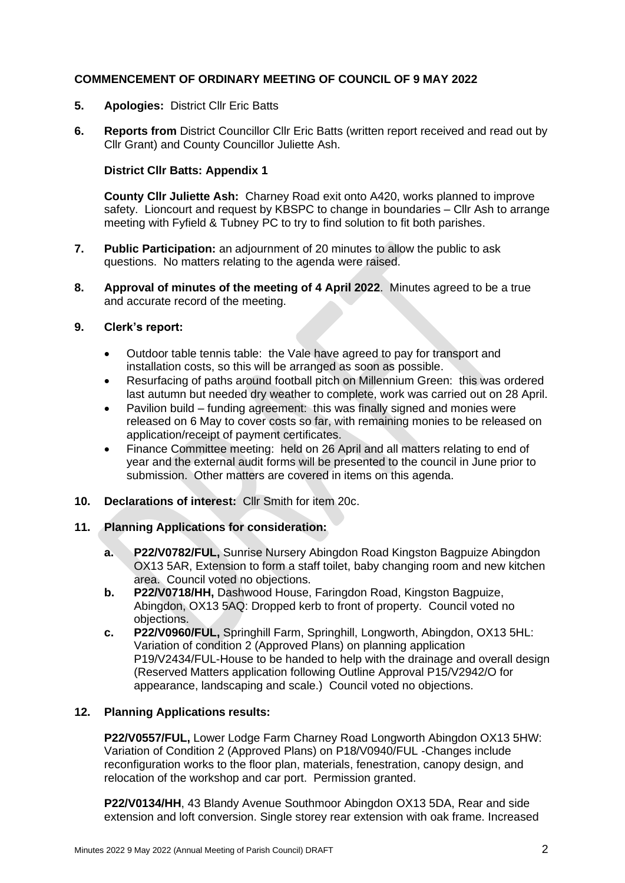## COMMENCEMENT OF ORDINARY MEETING OF COUNCIL OF 9 MAY 2022

**5. Apologies:** District Cllr Eric Batts

**6. Reports from** District Councillor Cllr Eric Batts (written report received and read out by Cllr Grant) and County Councillor Juliette Ash.

**District Cllr Batts: Appendix 1**

**County Cllr Juliette Ash:** Charney Road exit onto A420, works planned to improve safety. Lioncourt and request by KBSPC to change in boundaries – Cllr Ash to arrange meeting with Fyfield & Tubney PC to try to find solution to fit both parishes.

**7. Public Participation:** an adjournment of 20 minutes to allow the public to ask questions. No matters relating to the agenda were raised.

**8. Approval of minutes of the meeting of 4 April 2022**. Minutes agreed to be a true and accurate record of the meeting.

**9. Clerk's report:**

- Outdoor table tennis table: the Vale have agreed to pay for transport and installation costs, so this will be arranged as soon as possible.
- Resurfacing of paths around football pitch on Millennium Green: this was ordered last autumn but needed dry weather to complete, work was carried out on 28 April.
- Pavilion build – funding agreement: this was finally signed and monies were released on 6 May to cover costs so far, with remaining monies to be released on application/receipt of payment certificates.
- Finance Committee meeting: held on 26 April and all matters relating to end of year and the external audit forms will be presented to the council in June prior to submission. Other matters are covered in items on this agenda.

**10. Declarations of interest:** Cllr Smith for item 20c.

**11. Planning Applications for consideration:**

- **a. P22/V0782/FUL,** Sunrise Nursery Abingdon Road Kingston Bagpuize Abingdon OX13 5AR, Extension to form a staff toilet, baby changing room and new kitchen area. Council voted no objections.
- **b. P22/V0718/HH,** Dashwood House, Faringdon Road, Kingston Bagpuize, Abingdon, OX13 5AQ: Dropped kerb to front of property. Council voted no objections.
- **c. P22/V0960/FUL,** Springhill Farm, Springhill, Longworth, Abingdon, OX13 5HL: Variation of condition 2 (Approved Plans) on planning application P19/V2434/FUL-House to be handed to help with the drainage and overall design (Reserved Matters application following Outline Approval P15/V2942/O for appearance, landscaping and scale.) Council voted no objections.

**12. Planning Applications results:**

**P22/V0557/FUL,** Lower Lodge Farm Charney Road Longworth Abingdon OX13 5HW: Variation of Condition 2 (Approved Plans) on P18/V0940/FUL -Changes include reconfiguration works to the floor plan, materials, fenestration, canopy design, and relocation of the workshop and car port. Permission granted.

**P22/V0134/HH**, 43 Blandy Avenue Southmoor Abingdon OX13 5DA, Rear and side extension and loft conversion. Single storey rear extension with oak frame. Increased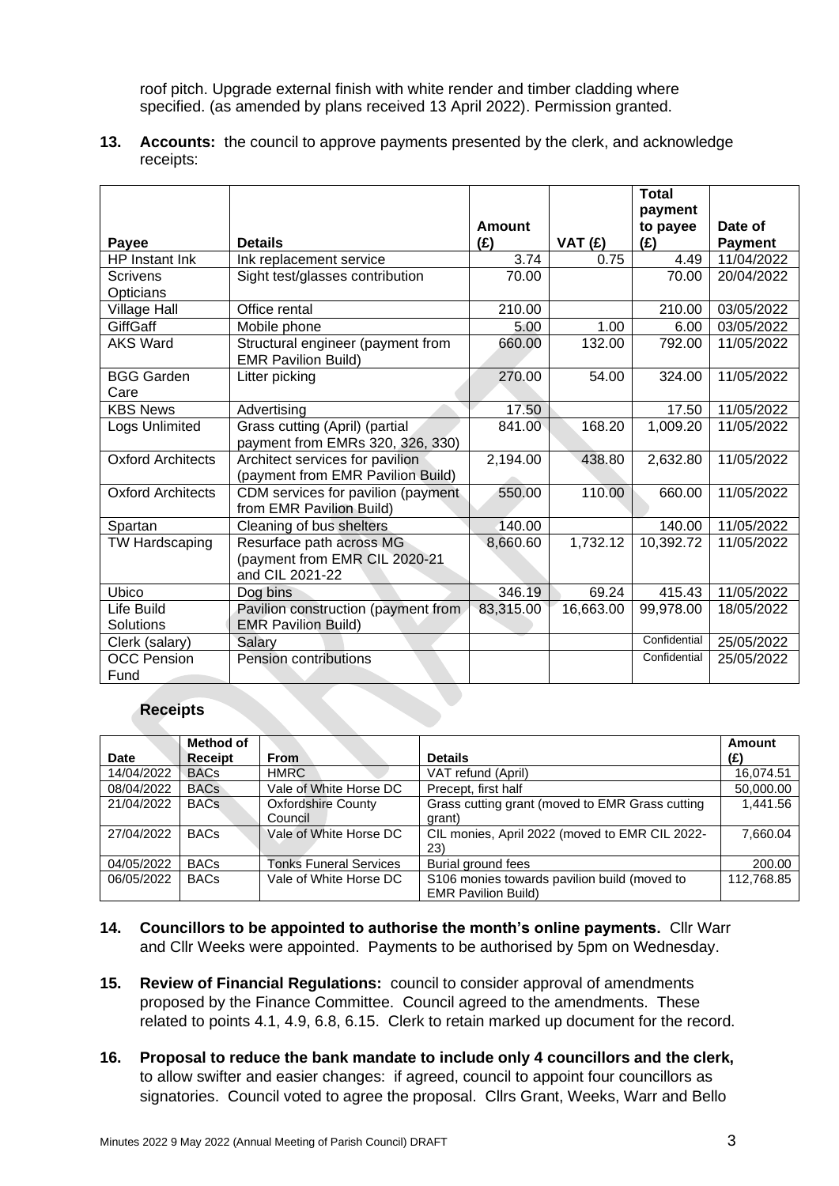roof pitch. Upgrade external finish with white render and timber cladding where specified. (as amended by plans received 13 April 2022). Permission granted.

**13. Accounts:** the council to approve payments presented by the clerk, and acknowledge receipts:

| Payee | Details | Amount (£) | VAT (£) | Total payment to payee (£) | Date of Payment |
|---|---|---|---|---|---|
| HP Instant Ink | Ink replacement service | 3.74 | 0.75 | 4.49 | 11/04/2022 |
| Scrivens Opticians | Sight test/glasses contribution | 70.00 | | 70.00 | 20/04/2022 |
| Village Hall | Office rental | 210.00 | | 210.00 | 03/05/2022 |
| GiffGaff | Mobile phone | 5.00 | 1.00 | 6.00 | 03/05/2022 |
| AKS Ward | Structural engineer (payment from EMR Pavilion Build) | 660.00 | 132.00 | 792.00 | 11/05/2022 |
| BGG Garden Care | Litter picking | 270.00 | 54.00 | 324.00 | 11/05/2022 |
| KBS News | Advertising | 17.50 | | 17.50 | 11/05/2022 |
| Logs Unlimited | Grass cutting (April) (partial payment from EMRs 320, 326, 330) | 841.00 | 168.20 | 1,009.20 | 11/05/2022 |
| Oxford Architects | Architect services for pavilion (payment from EMR Pavilion Build) | 2,194.00 | 438.80 | 2,632.80 | 11/05/2022 |
| Oxford Architects | CDM services for pavilion (payment from EMR Pavilion Build) | 550.00 | 110.00 | 660.00 | 11/05/2022 |
| Spartan | Cleaning of bus shelters | 140.00 | | 140.00 | 11/05/2022 |
| TW Hardscaping | Resurface path across MG (payment from EMR CIL 2020-21 and CIL 2021-22 | 8,660.60 | 1,732.12 | 10,392.72 | 11/05/2022 |
| Ubico | Dog bins | 346.19 | 69.24 | 415.43 | 11/05/2022 |
| Life Build Solutions | Pavilion construction (payment from EMR Pavilion Build) | 83,315.00 | 16,663.00 | 99,978.00 | 18/05/2022 |
| Clerk (salary) | Salary | | | Confidential | 25/05/2022 |
| OCC Pension Fund | Pension contributions | | | Confidential | 25/05/2022 |

**Receipts**

| Date | Method of Receipt | From | Details | Amount (£) |
|---|---|---|---|---|
| 14/04/2022 | BACs | HMRC | VAT refund (April) | 16,074.51 |
| 08/04/2022 | BACs | Vale of White Horse DC | Precept, first half | 50,000.00 |
| 21/04/2022 | BACs | Oxfordshire County Council | Grass cutting grant (moved to EMR Grass cutting grant) | 1,441.56 |
| 27/04/2022 | BACs | Vale of White Horse DC | CIL monies, April 2022 (moved to EMR CIL 2022-23) | 7,660.04 |
| 04/05/2022 | BACs | Tonks Funeral Services | Burial ground fees | 200.00 |
| 06/05/2022 | BACs | Vale of White Horse DC | S106 monies towards pavilion build (moved to EMR Pavilion Build) | 112,768.85 |

**14. Councillors to be appointed to authorise the month's online payments.** Cllr Warr and Cllr Weeks were appointed. Payments to be authorised by 5pm on Wednesday.

**15. Review of Financial Regulations:** council to consider approval of amendments proposed by the Finance Committee. Council agreed to the amendments. These related to points 4.1, 4.9, 6.8, 6.15. Clerk to retain marked up document for the record.

**16. Proposal to reduce the bank mandate to include only 4 councillors and the clerk,** to allow swifter and easier changes: if agreed, council to appoint four councillors as signatories. Council voted to agree the proposal. Cllrs Grant, Weeks, Warr and Bello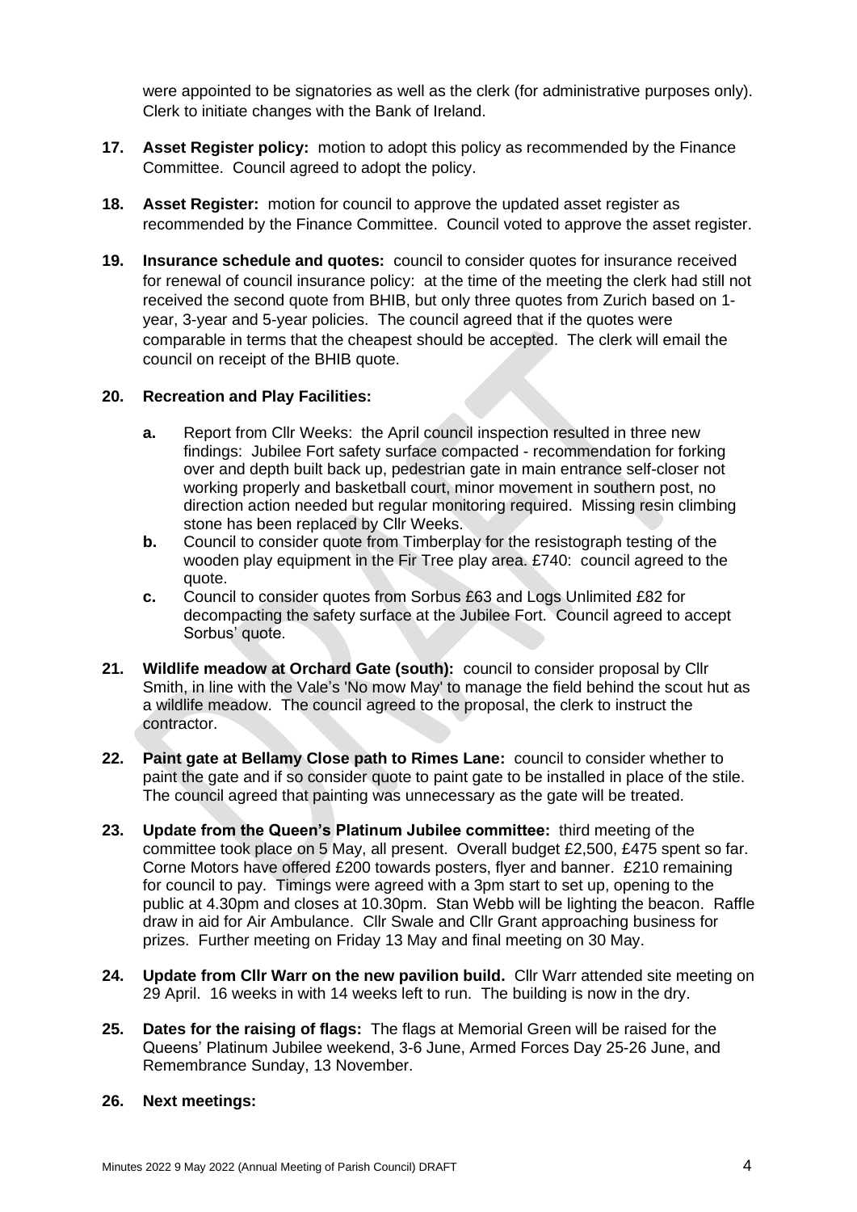were appointed to be signatories as well as the clerk (for administrative purposes only). Clerk to initiate changes with the Bank of Ireland.

**17. Asset Register policy:** motion to adopt this policy as recommended by the Finance Committee. Council agreed to adopt the policy.

**18. Asset Register:** motion for council to approve the updated asset register as recommended by the Finance Committee. Council voted to approve the asset register.

**19. Insurance schedule and quotes:** council to consider quotes for insurance received for renewal of council insurance policy: at the time of the meeting the clerk had still not received the second quote from BHIB, but only three quotes from Zurich based on 1-year, 3-year and 5-year policies. The council agreed that if the quotes were comparable in terms that the cheapest should be accepted. The clerk will email the council on receipt of the BHIB quote.

**20. Recreation and Play Facilities:**

- **a.** Report from Cllr Weeks: the April council inspection resulted in three new findings: Jubilee Fort safety surface compacted - recommendation for forking over and depth built back up, pedestrian gate in main entrance self-closer not working properly and basketball court, minor movement in southern post, no direction action needed but regular monitoring required. Missing resin climbing stone has been replaced by Cllr Weeks.
- **b.** Council to consider quote from Timberplay for the resistograph testing of the wooden play equipment in the Fir Tree play area. £740: council agreed to the quote.
- **c.** Council to consider quotes from Sorbus £63 and Logs Unlimited £82 for decompacting the safety surface at the Jubilee Fort. Council agreed to accept Sorbus' quote.

**21. Wildlife meadow at Orchard Gate (south):** council to consider proposal by Cllr Smith, in line with the Vale's 'No mow May' to manage the field behind the scout hut as a wildlife meadow. The council agreed to the proposal, the clerk to instruct the contractor.

**22. Paint gate at Bellamy Close path to Rimes Lane:** council to consider whether to paint the gate and if so consider quote to paint gate to be installed in place of the stile. The council agreed that painting was unnecessary as the gate will be treated.

**23. Update from the Queen's Platinum Jubilee committee:** third meeting of the committee took place on 5 May, all present. Overall budget £2,500, £475 spent so far. Corne Motors have offered £200 towards posters, flyer and banner. £210 remaining for council to pay. Timings were agreed with a 3pm start to set up, opening to the public at 4.30pm and closes at 10.30pm. Stan Webb will be lighting the beacon. Raffle draw in aid for Air Ambulance. Cllr Swale and Cllr Grant approaching business for prizes. Further meeting on Friday 13 May and final meeting on 30 May.

**24. Update from Cllr Warr on the new pavilion build.** Cllr Warr attended site meeting on 29 April. 16 weeks in with 14 weeks left to run. The building is now in the dry.

**25. Dates for the raising of flags:** The flags at Memorial Green will be raised for the Queens' Platinum Jubilee weekend, 3-6 June, Armed Forces Day 25-26 June, and Remembrance Sunday, 13 November.

**26. Next meetings:**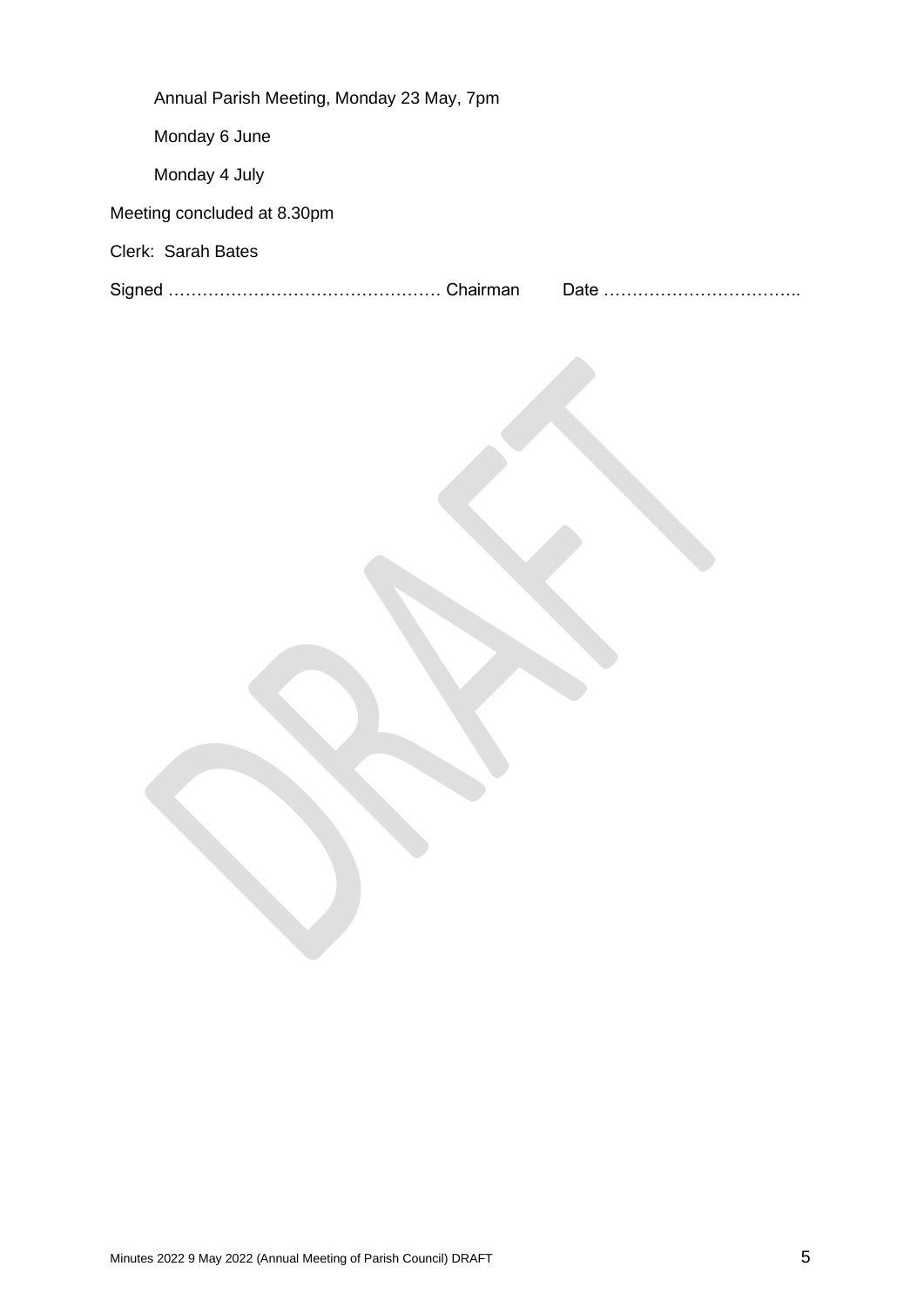Annual Parish Meeting, Monday 23 May, 7pm

Monday 6 June

Monday 4 July

Meeting concluded at 8.30pm

Clerk: Sarah Bates

Signed ……………………………………… Chairman Date ……………………………..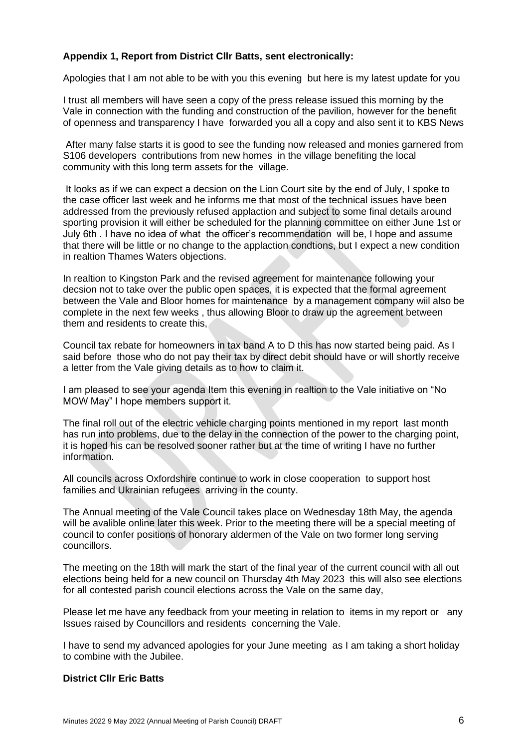**Appendix 1, Report from District Cllr Batts, sent electronically:**

Apologies that I am not able to be with you this evening but here is my latest update for you

I trust all members will have seen a copy of the press release issued this morning by the Vale in connection with the funding and construction of the pavilion, however for the benefit of openness and transparency I have forwarded you all a copy and also sent it to KBS News

After many false starts it is good to see the funding now released and monies garnered from S106 developers contributions from new homes in the village benefiting the local community with this long term assets for the village.

It looks as if we can expect a decsion on the Lion Court site by the end of July, I spoke to the case officer last week and he informs me that most of the technical issues have been addressed from the previously refused applaction and subject to some final details around sporting provision it will either be scheduled for the planning committee on either June 1st or July 6th . I have no idea of what the officer's recommendation will be, I hope and assume that there will be little or no change to the applaction condtions, but I expect a new condition in realtion Thames Waters objections.

In realtion to Kingston Park and the revised agreement for maintenance following your decsion not to take over the public open spaces, it is expected that the formal agreement between the Vale and Bloor homes for maintenance by a management company wiil also be complete in the next few weeks , thus allowing Bloor to draw up the agreement between them and residents to create this,

Council tax rebate for homeowners in tax band A to D this has now started being paid. As I said before those who do not pay their tax by direct debit should have or will shortly receive a letter from the Vale giving details as to how to claim it.

I am pleased to see your agenda Item this evening in realtion to the Vale initiative on "No MOW May" I hope members support it.

The final roll out of the electric vehicle charging points mentioned in my report last month has run into problems, due to the delay in the connection of the power to the charging point, it is hoped his can be resolved sooner rather but at the time of writing I have no further information.

All councils across Oxfordshire continue to work in close cooperation to support host families and Ukrainian refugees arriving in the county.

The Annual meeting of the Vale Council takes place on Wednesday 18th May, the agenda will be avalible online later this week. Prior to the meeting there will be a special meeting of council to confer positions of honorary aldermen of the Vale on two former long serving councillors.

The meeting on the 18th will mark the start of the final year of the current council with all out elections being held for a new council on Thursday 4th May 2023 this will also see elections for all contested parish council elections across the Vale on the same day,

Please let me have any feedback from your meeting in relation to items in my report or any Issues raised by Councillors and residents concerning the Vale.

I have to send my advanced apologies for your June meeting as I am taking a short holiday to combine with the Jubilee.

**District Cllr Eric Batts**